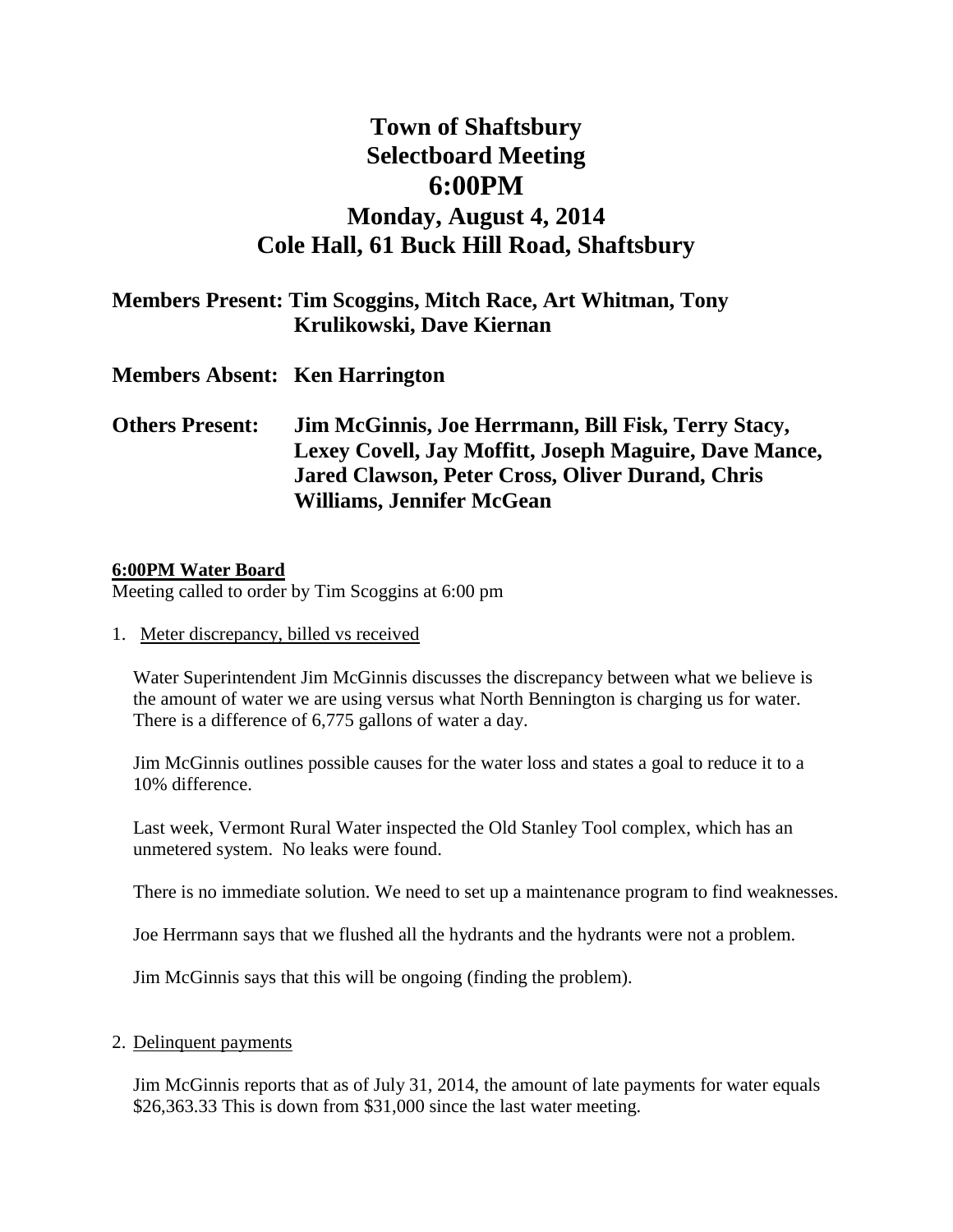# Town of Shaftsbury
# Selectboard Meeting
# 6:00PM
## Monday, August 4, 2014
## Cole Hall, 61 Buck Hill Road, Shaftsbury

**Members Present:** **Tim Scoggins, Mitch Race, Art Whitman, Tony Krulikowski, Dave Kiernan**

**Members Absent:** **Ken Harrington**

**Others Present:** **Jim McGinnis, Joe Herrmann, Bill Fisk, Terry Stacy, Lexey Covell, Jay Moffitt, Joseph Maguire, Dave Mance, Jared Clawson, Peter Cross, Oliver Durand, Chris Williams, Jennifer McGean**

**6:00PM Water Board**

Meeting called to order by Tim Scoggins at 6:00 pm

1. Meter discrepancy, billed vs received

   Water Superintendent Jim McGinnis discusses the discrepancy between what we believe is the amount of water we are using versus what North Bennington is charging us for water. There is a difference of 6,775 gallons of water a day.

   Jim McGinnis outlines possible causes for the water loss and states a goal to reduce it to a 10% difference.

   Last week, Vermont Rural Water inspected the Old Stanley Tool complex, which has an unmetered system. No leaks were found.

   There is no immediate solution. We need to set up a maintenance program to find weaknesses.

   Joe Herrmann says that we flushed all the hydrants and the hydrants were not a problem.

   Jim McGinnis says that this will be ongoing (finding the problem).

2. Delinquent payments

   Jim McGinnis reports that as of July 31, 2014, the amount of late payments for water equals $26,363.33 This is down from $31,000 since the last water meeting.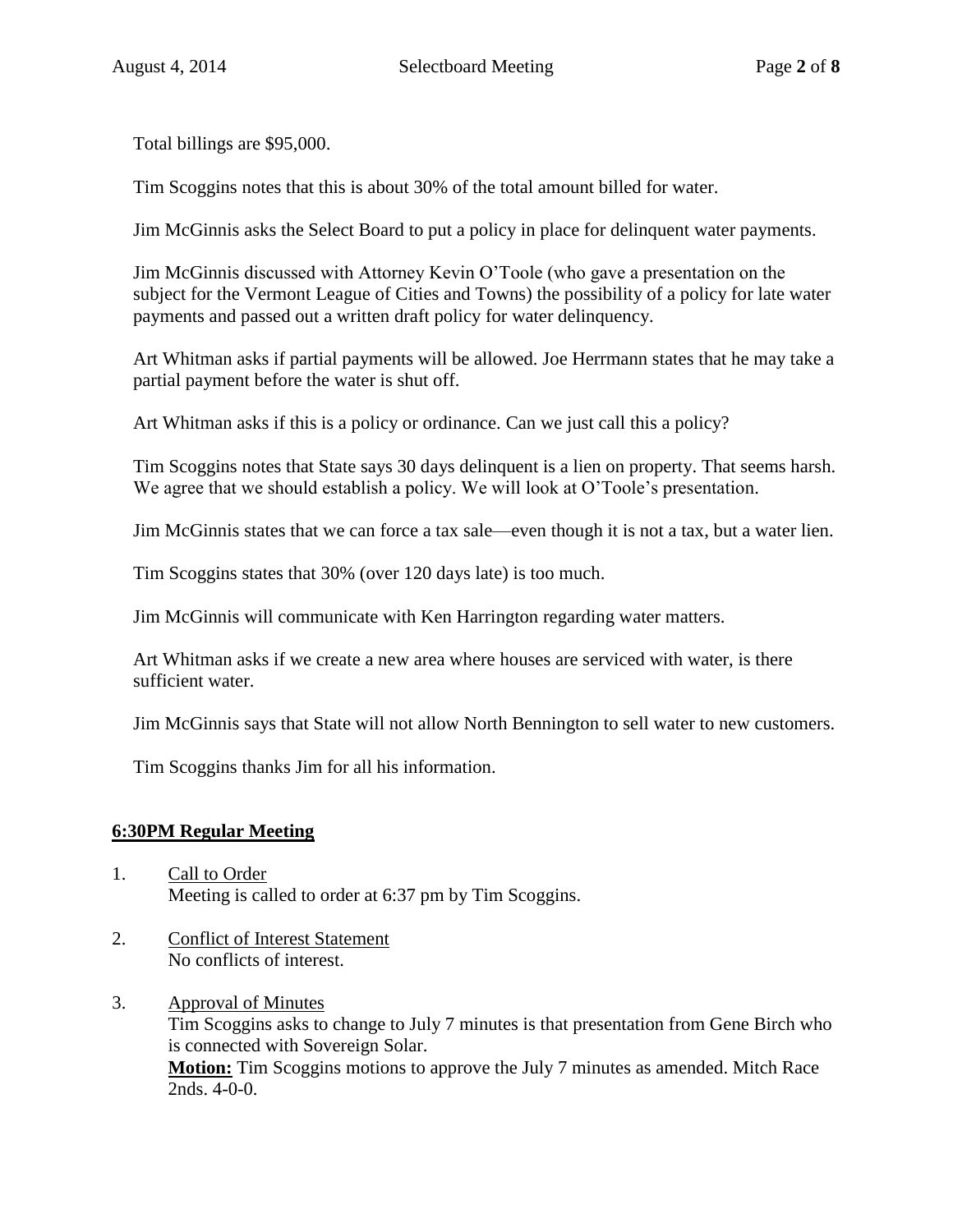Total billings are $95,000.

Tim Scoggins notes that this is about 30% of the total amount billed for water.

Jim McGinnis asks the Select Board to put a policy in place for delinquent water payments.

Jim McGinnis discussed with Attorney Kevin O'Toole (who gave a presentation on the subject for the Vermont League of Cities and Towns) the possibility of a policy for late water payments and passed out a written draft policy for water delinquency.

Art Whitman asks if partial payments will be allowed. Joe Herrmann states that he may take a partial payment before the water is shut off.

Art Whitman asks if this is a policy or ordinance. Can we just call this a policy?

Tim Scoggins notes that State says 30 days delinquent is a lien on property. That seems harsh. We agree that we should establish a policy. We will look at O'Toole's presentation.

Jim McGinnis states that we can force a tax sale—even though it is not a tax, but a water lien.

Tim Scoggins states that 30% (over 120 days late) is too much.

Jim McGinnis will communicate with Ken Harrington regarding water matters.

Art Whitman asks if we create a new area where houses are serviced with water, is there sufficient water.

Jim McGinnis says that State will not allow North Bennington to sell water to new customers.

Tim Scoggins thanks Jim for all his information.

## 6:30PM Regular Meeting

1. Call to Order
   Meeting is called to order at 6:37 pm by Tim Scoggins.

2. Conflict of Interest Statement
   No conflicts of interest.

3. Approval of Minutes
   Tim Scoggins asks to change to July 7 minutes is that presentation from Gene Birch who is connected with Sovereign Solar.
   **Motion:** Tim Scoggins motions to approve the July 7 minutes as amended. Mitch Race 2nds. 4-0-0.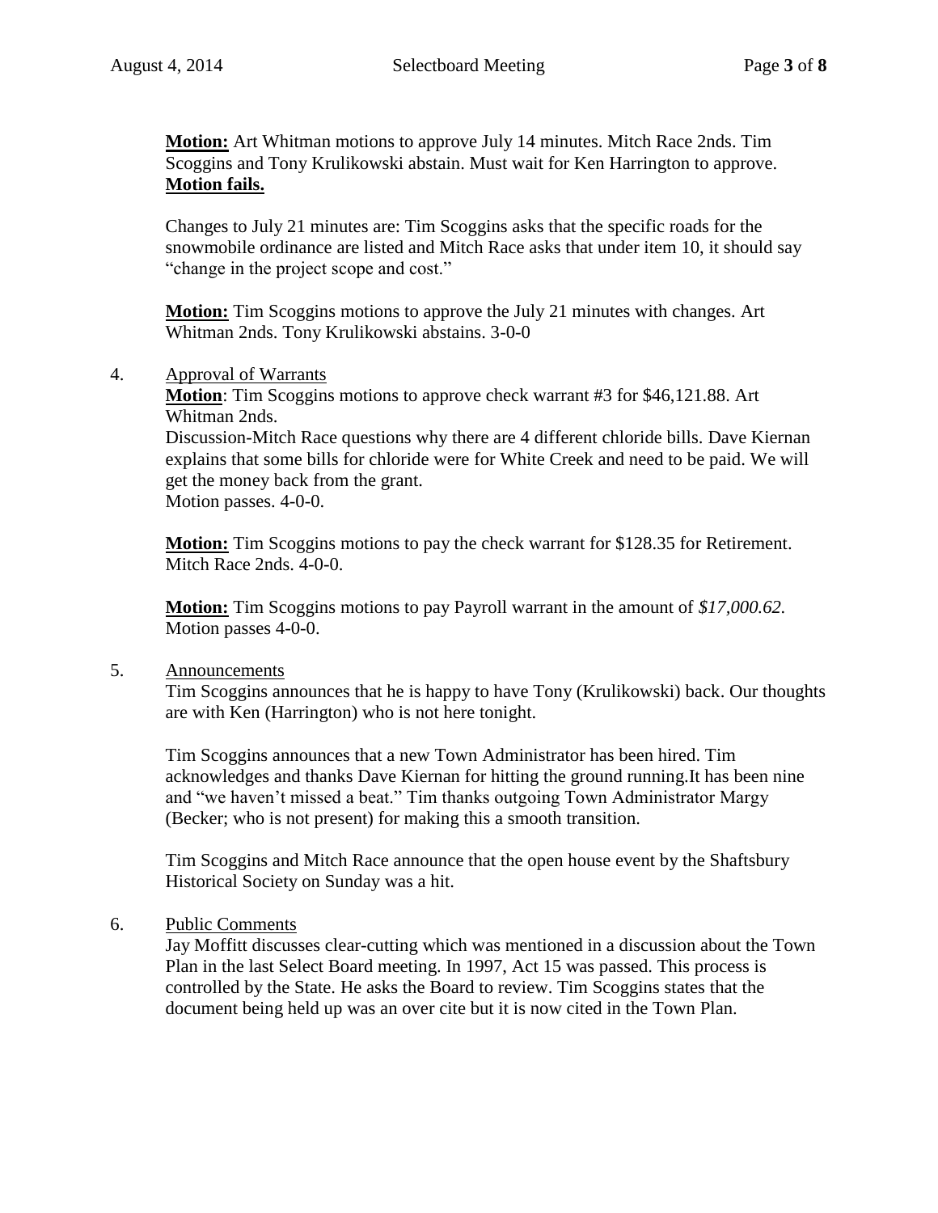**Motion:** Art Whitman motions to approve July 14 minutes. Mitch Race 2nds. Tim Scoggins and Tony Krulikowski abstain. Must wait for Ken Harrington to approve. **Motion fails.**

Changes to July 21 minutes are: Tim Scoggins asks that the specific roads for the snowmobile ordinance are listed and Mitch Race asks that under item 10, it should say "change in the project scope and cost."

**Motion:** Tim Scoggins motions to approve the July 21 minutes with changes. Art Whitman 2nds. Tony Krulikowski abstains. 3-0-0

4. Approval of Warrants

   **Motion**: Tim Scoggins motions to approve check warrant #3 for $46,121.88. Art Whitman 2nds.
   Discussion-Mitch Race questions why there are 4 different chloride bills. Dave Kiernan explains that some bills for chloride were for White Creek and need to be paid. We will get the money back from the grant.
   Motion passes. 4-0-0.

   **Motion:** Tim Scoggins motions to pay the check warrant for $128.35 for Retirement. Mitch Race 2nds. 4-0-0.

   **Motion:** Tim Scoggins motions to pay Payroll warrant in the amount of *$17,000.62.* Motion passes 4-0-0.

5. Announcements

   Tim Scoggins announces that he is happy to have Tony (Krulikowski) back. Our thoughts are with Ken (Harrington) who is not here tonight.

   Tim Scoggins announces that a new Town Administrator has been hired. Tim acknowledges and thanks Dave Kiernan for hitting the ground running.It has been nine and "we haven't missed a beat." Tim thanks outgoing Town Administrator Margy (Becker; who is not present) for making this a smooth transition.

   Tim Scoggins and Mitch Race announce that the open house event by the Shaftsbury Historical Society on Sunday was a hit.

6. Public Comments

   Jay Moffitt discusses clear-cutting which was mentioned in a discussion about the Town Plan in the last Select Board meeting. In 1997, Act 15 was passed. This process is controlled by the State. He asks the Board to review. Tim Scoggins states that the document being held up was an over cite but it is now cited in the Town Plan.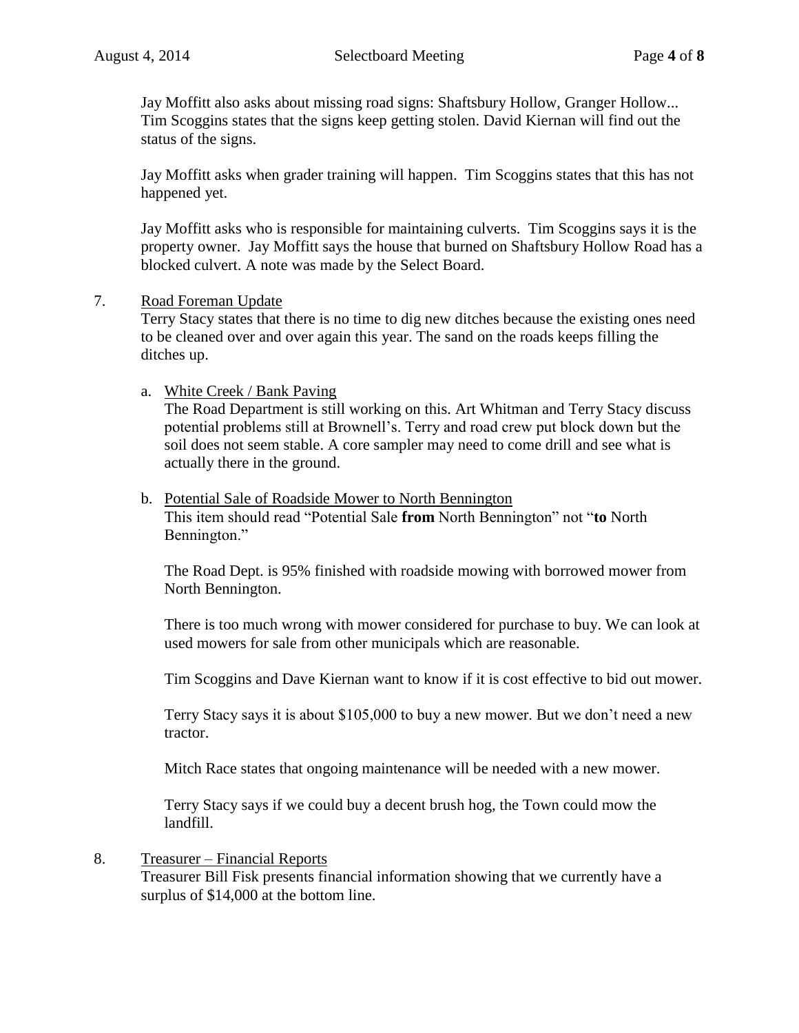Jay Moffitt also asks about missing road signs: Shaftsbury Hollow, Granger Hollow... Tim Scoggins states that the signs keep getting stolen. David Kiernan will find out the status of the signs.

Jay Moffitt asks when grader training will happen. Tim Scoggins states that this has not happened yet.

Jay Moffitt asks who is responsible for maintaining culverts. Tim Scoggins says it is the property owner. Jay Moffitt says the house that burned on Shaftsbury Hollow Road has a blocked culvert. A note was made by the Select Board.

7. <u>Road Foreman Update</u>

   Terry Stacy states that there is no time to dig new ditches because the existing ones need to be cleaned over and over again this year. The sand on the roads keeps filling the ditches up.

   a. <u>White Creek / Bank Paving</u>

      The Road Department is still working on this. Art Whitman and Terry Stacy discuss potential problems still at Brownell's. Terry and road crew put block down but the soil does not seem stable. A core sampler may need to come drill and see what is actually there in the ground.

   b. <u>Potential Sale of Roadside Mower to North Bennington</u>

      This item should read "Potential Sale **from** North Bennington" not "**to** North Bennington."

      The Road Dept. is 95% finished with roadside mowing with borrowed mower from North Bennington.

      There is too much wrong with mower considered for purchase to buy. We can look at used mowers for sale from other municipals which are reasonable.

      Tim Scoggins and Dave Kiernan want to know if it is cost effective to bid out mower.

      Terry Stacy says it is about $105,000 to buy a new mower. But we don't need a new tractor.

      Mitch Race states that ongoing maintenance will be needed with a new mower.

      Terry Stacy says if we could buy a decent brush hog, the Town could mow the landfill.

8. <u>Treasurer – Financial Reports</u>

   Treasurer Bill Fisk presents financial information showing that we currently have a surplus of $14,000 at the bottom line.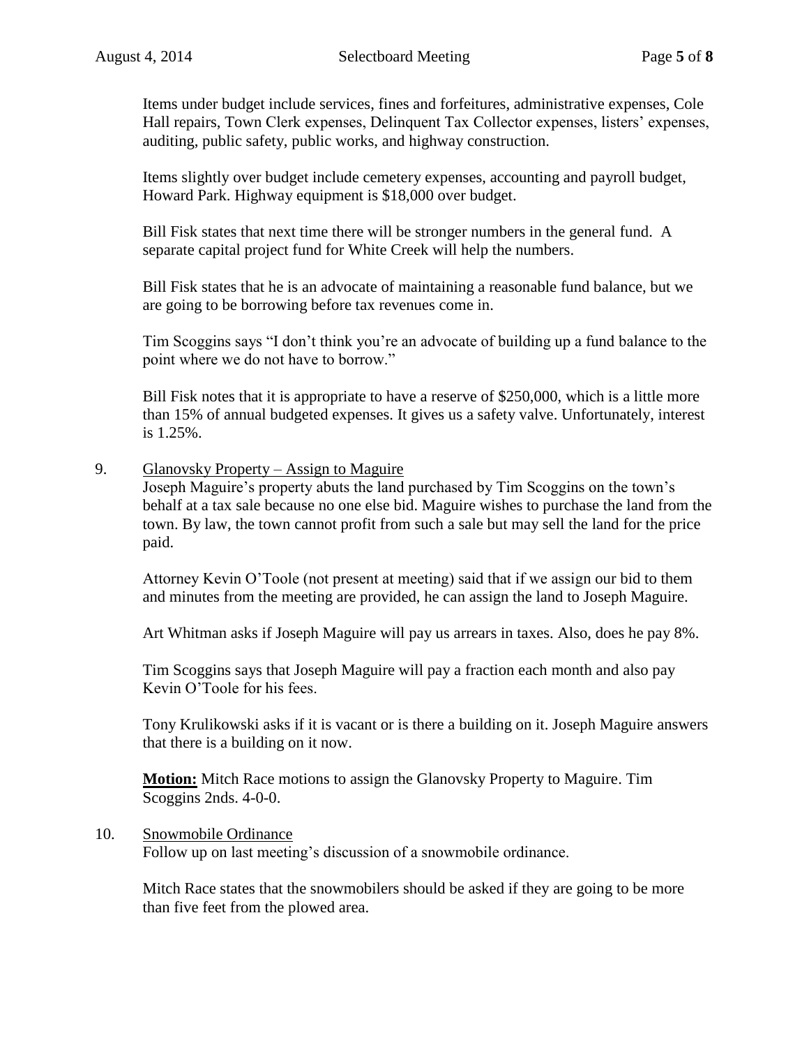Items under budget include services, fines and forfeitures, administrative expenses, Cole Hall repairs, Town Clerk expenses, Delinquent Tax Collector expenses, listers' expenses, auditing, public safety, public works, and highway construction.

Items slightly over budget include cemetery expenses, accounting and payroll budget, Howard Park. Highway equipment is $18,000 over budget.

Bill Fisk states that next time there will be stronger numbers in the general fund. A separate capital project fund for White Creek will help the numbers.

Bill Fisk states that he is an advocate of maintaining a reasonable fund balance, but we are going to be borrowing before tax revenues come in.

Tim Scoggins says "I don't think you're an advocate of building up a fund balance to the point where we do not have to borrow."

Bill Fisk notes that it is appropriate to have a reserve of $250,000, which is a little more than 15% of annual budgeted expenses. It gives us a safety valve. Unfortunately, interest is 1.25%.

9. Glanovsky Property – Assign to Maguire

Joseph Maguire's property abuts the land purchased by Tim Scoggins on the town's behalf at a tax sale because no one else bid. Maguire wishes to purchase the land from the town. By law, the town cannot profit from such a sale but may sell the land for the price paid.

Attorney Kevin O'Toole (not present at meeting) said that if we assign our bid to them and minutes from the meeting are provided, he can assign the land to Joseph Maguire.

Art Whitman asks if Joseph Maguire will pay us arrears in taxes. Also, does he pay 8%.

Tim Scoggins says that Joseph Maguire will pay a fraction each month and also pay Kevin O'Toole for his fees.

Tony Krulikowski asks if it is vacant or is there a building on it. Joseph Maguire answers that there is a building on it now.

**Motion:** Mitch Race motions to assign the Glanovsky Property to Maguire. Tim Scoggins 2nds. 4-0-0.

10. Snowmobile Ordinance

Follow up on last meeting's discussion of a snowmobile ordinance.

Mitch Race states that the snowmobilers should be asked if they are going to be more than five feet from the plowed area.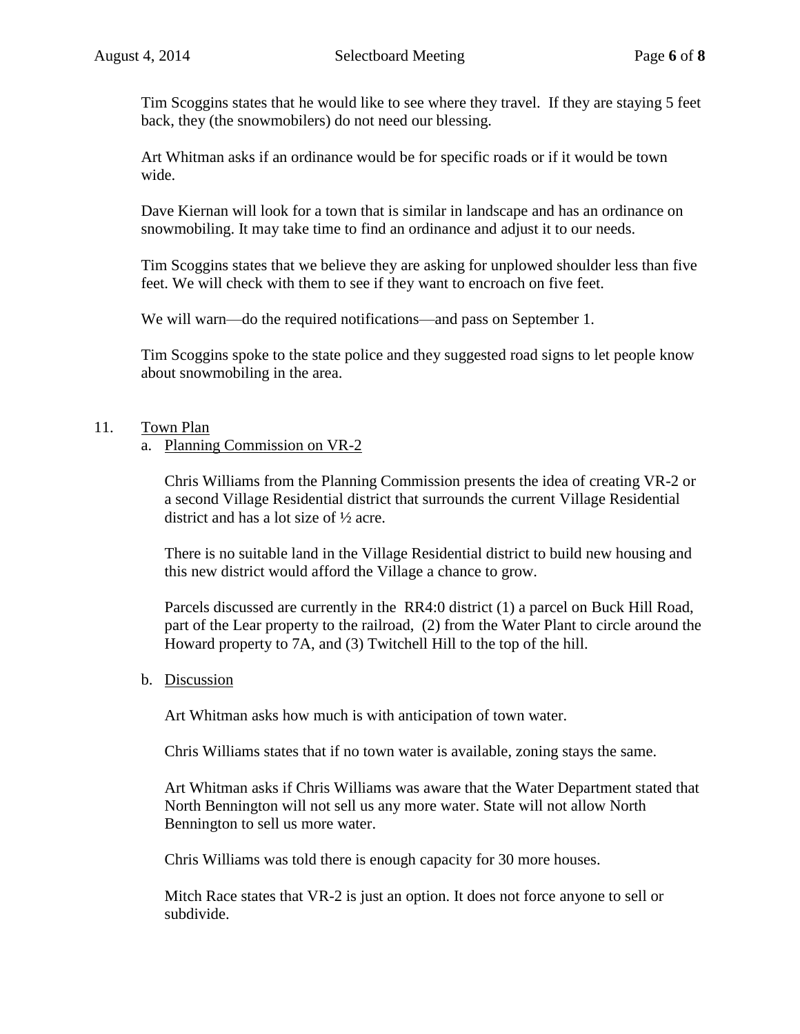Tim Scoggins states that he would like to see where they travel. If they are staying 5 feet back, they (the snowmobilers) do not need our blessing.

Art Whitman asks if an ordinance would be for specific roads or if it would be town wide.

Dave Kiernan will look for a town that is similar in landscape and has an ordinance on snowmobiling. It may take time to find an ordinance and adjust it to our needs.

Tim Scoggins states that we believe they are asking for unplowed shoulder less than five feet. We will check with them to see if they want to encroach on five feet.

We will warn—do the required notifications—and pass on September 1.

Tim Scoggins spoke to the state police and they suggested road signs to let people know about snowmobiling in the area.

11. Town Plan

a. Planning Commission on VR-2

Chris Williams from the Planning Commission presents the idea of creating VR-2 or a second Village Residential district that surrounds the current Village Residential district and has a lot size of ½ acre.

There is no suitable land in the Village Residential district to build new housing and this new district would afford the Village a chance to grow.

Parcels discussed are currently in the RR4:0 district (1) a parcel on Buck Hill Road, part of the Lear property to the railroad, (2) from the Water Plant to circle around the Howard property to 7A, and (3) Twitchell Hill to the top of the hill.

b. Discussion

Art Whitman asks how much is with anticipation of town water.

Chris Williams states that if no town water is available, zoning stays the same.

Art Whitman asks if Chris Williams was aware that the Water Department stated that North Bennington will not sell us any more water. State will not allow North Bennington to sell us more water.

Chris Williams was told there is enough capacity for 30 more houses.

Mitch Race states that VR-2 is just an option. It does not force anyone to sell or subdivide.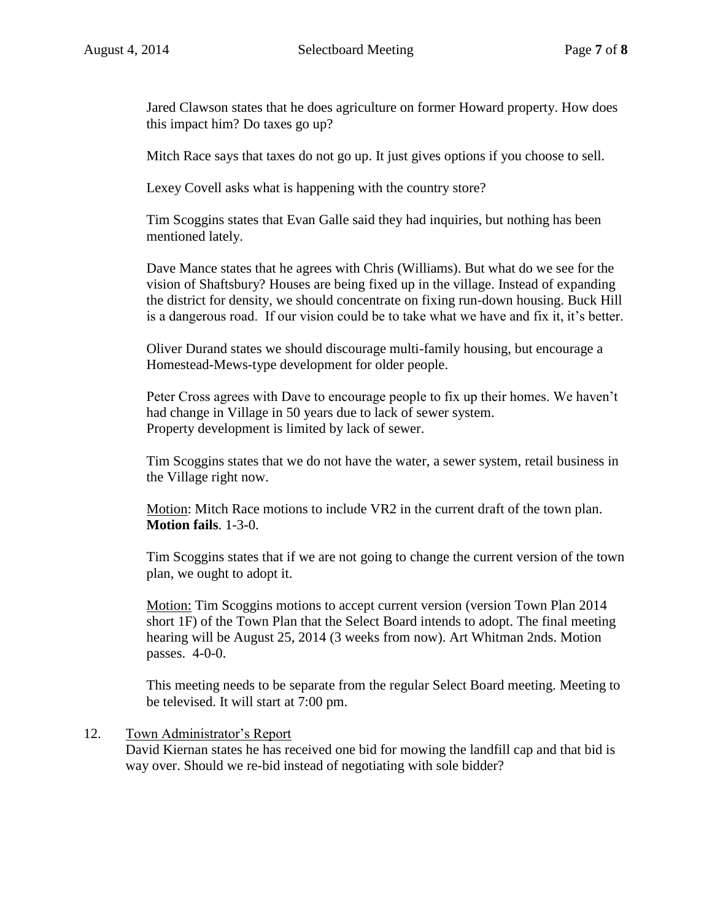Jared Clawson states that he does agriculture on former Howard property. How does this impact him? Do taxes go up?

Mitch Race says that taxes do not go up. It just gives options if you choose to sell.

Lexey Covell asks what is happening with the country store?

Tim Scoggins states that Evan Galle said they had inquiries, but nothing has been mentioned lately.

Dave Mance states that he agrees with Chris (Williams). But what do we see for the vision of Shaftsbury? Houses are being fixed up in the village. Instead of expanding the district for density, we should concentrate on fixing run-down housing. Buck Hill is a dangerous road. If our vision could be to take what we have and fix it, it's better.

Oliver Durand states we should discourage multi-family housing, but encourage a Homestead-Mews-type development for older people.

Peter Cross agrees with Dave to encourage people to fix up their homes. We haven't had change in Village in 50 years due to lack of sewer system.
Property development is limited by lack of sewer.

Tim Scoggins states that we do not have the water, a sewer system, retail business in the Village right now.

<u>Motion</u>: Mitch Race motions to include VR2 in the current draft of the town plan. **Motion fails**. 1-3-0.

Tim Scoggins states that if we are not going to change the current version of the town plan, we ought to adopt it.

<u>Motion:</u> Tim Scoggins motions to accept current version (version Town Plan 2014 short 1F) of the Town Plan that the Select Board intends to adopt. The final meeting hearing will be August 25, 2014 (3 weeks from now). Art Whitman 2nds. Motion passes. 4-0-0.

This meeting needs to be separate from the regular Select Board meeting. Meeting to be televised. It will start at 7:00 pm.

12. <u>Town Administrator's Report</u>
David Kiernan states he has received one bid for mowing the landfill cap and that bid is way over. Should we re-bid instead of negotiating with sole bidder?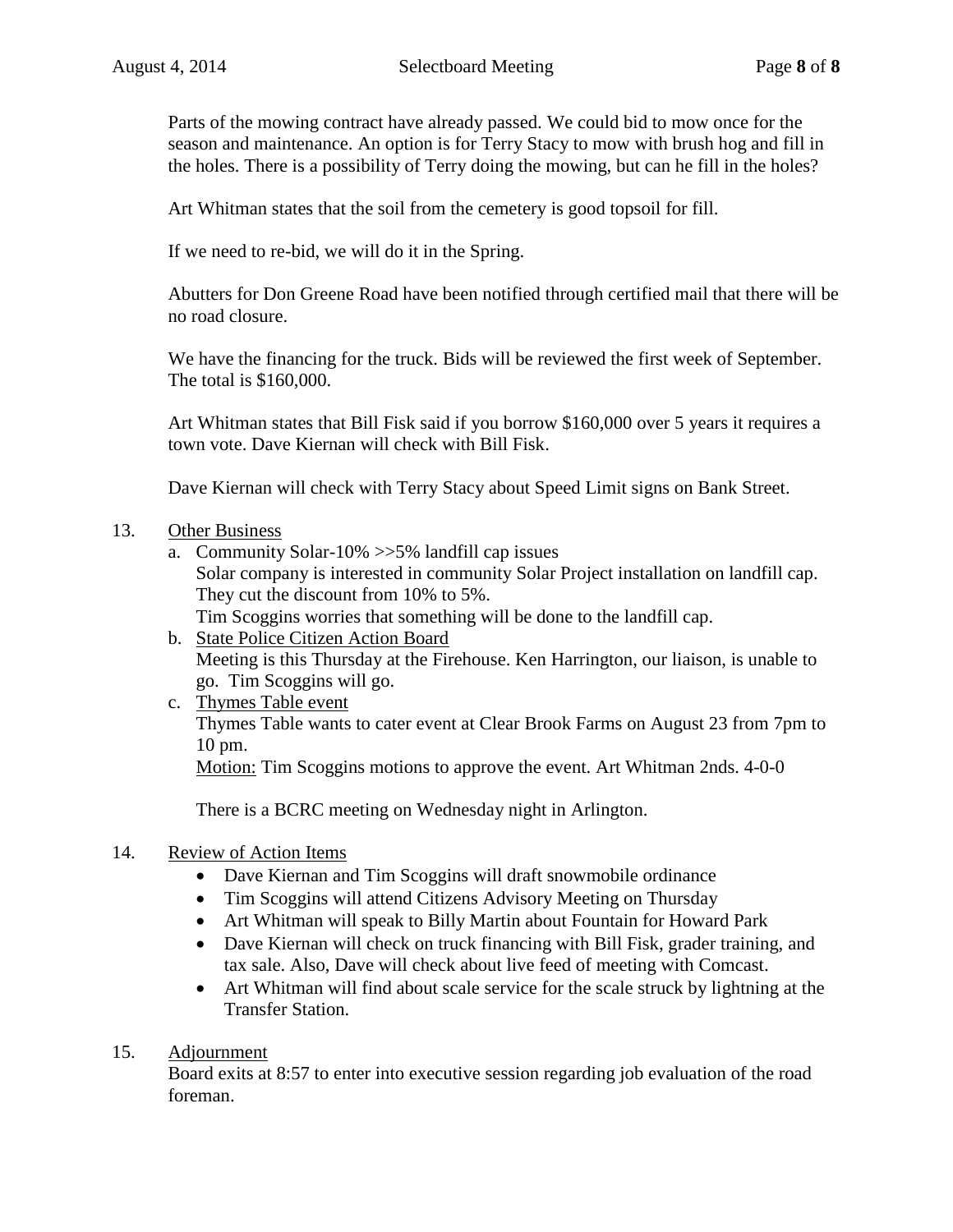Parts of the mowing contract have already passed. We could bid to mow once for the season and maintenance. An option is for Terry Stacy to mow with brush hog and fill in the holes. There is a possibility of Terry doing the mowing, but can he fill in the holes?

Art Whitman states that the soil from the cemetery is good topsoil for fill.

If we need to re-bid, we will do it in the Spring.

Abutters for Don Greene Road have been notified through certified mail that there will be no road closure.

We have the financing for the truck. Bids will be reviewed the first week of September. The total is $160,000.

Art Whitman states that Bill Fisk said if you borrow $160,000 over 5 years it requires a town vote. Dave Kiernan will check with Bill Fisk.

Dave Kiernan will check with Terry Stacy about Speed Limit signs on Bank Street.

13. Other Business

a. Community Solar-10% >>5% landfill cap issues
Solar company is interested in community Solar Project installation on landfill cap. They cut the discount from 10% to 5%.
Tim Scoggins worries that something will be done to the landfill cap.

b. State Police Citizen Action Board
Meeting is this Thursday at the Firehouse. Ken Harrington, our liaison, is unable to go. Tim Scoggins will go.

c. Thymes Table event
Thymes Table wants to cater event at Clear Brook Farms on August 23 from 7pm to 10 pm.
Motion: Tim Scoggins motions to approve the event. Art Whitman 2nds. 4-0-0

There is a BCRC meeting on Wednesday night in Arlington.

14. Review of Action Items

- Dave Kiernan and Tim Scoggins will draft snowmobile ordinance
- Tim Scoggins will attend Citizens Advisory Meeting on Thursday
- Art Whitman will speak to Billy Martin about Fountain for Howard Park
- Dave Kiernan will check on truck financing with Bill Fisk, grader training, and tax sale. Also, Dave will check about live feed of meeting with Comcast.
- Art Whitman will find about scale service for the scale struck by lightning at the Transfer Station.

15. Adjournment

Board exits at 8:57 to enter into executive session regarding job evaluation of the road foreman.